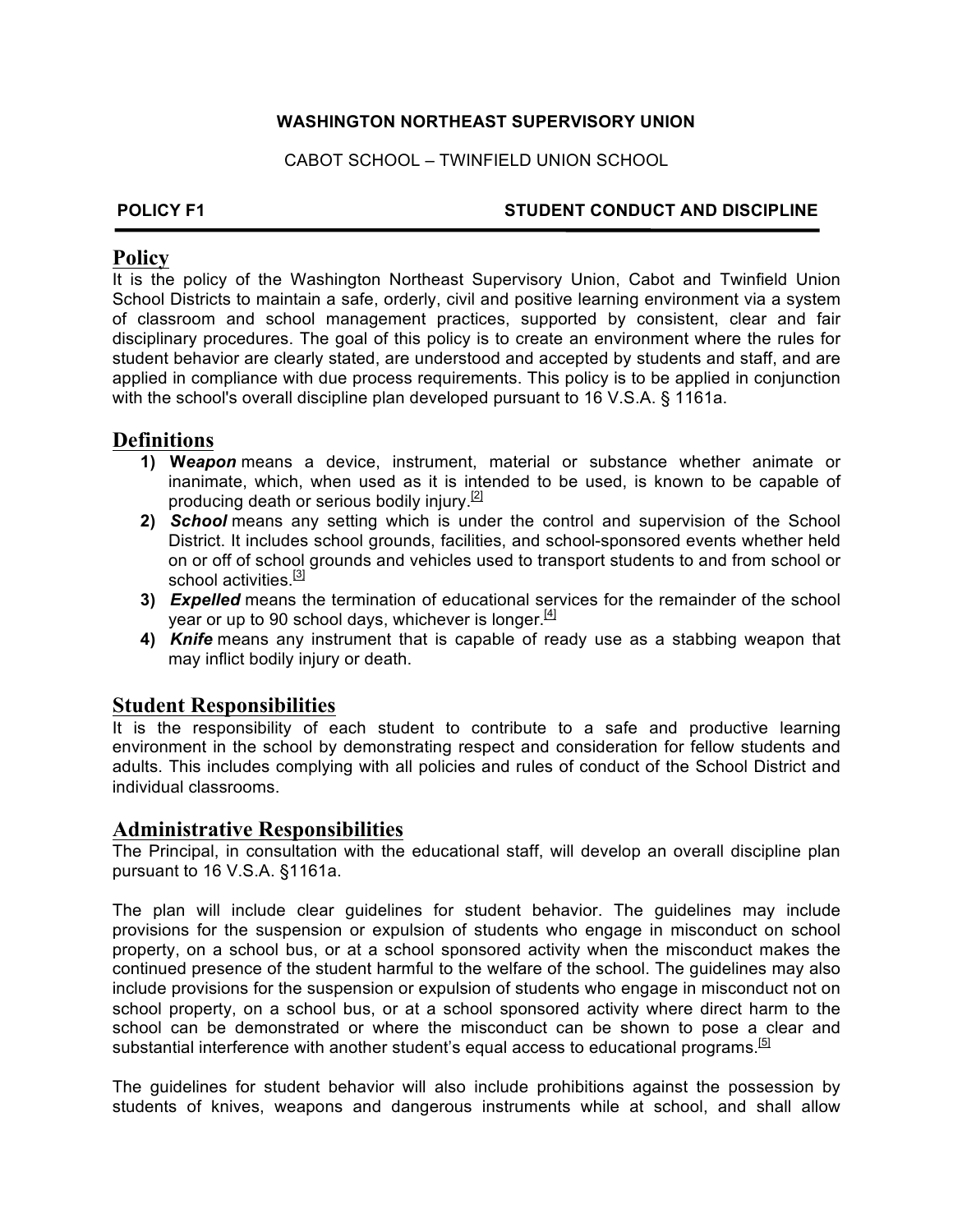**WASHINGTON NORTHEAST SUPERVISORY UNION**

CABOT SCHOOL – TWINFIELD UNION SCHOOL

**POLICY F1** **STUDENT CONDUCT AND DISCIPLINE**

## Policy

It is the policy of the Washington Northeast Supervisory Union, Cabot and Twinfield Union School Districts to maintain a safe, orderly, civil and positive learning environment via a system of classroom and school management practices, supported by consistent, clear and fair disciplinary procedures. The goal of this policy is to create an environment where the rules for student behavior are clearly stated, are understood and accepted by students and staff, and are applied in compliance with due process requirements. This policy is to be applied in conjunction with the school's overall discipline plan developed pursuant to 16 V.S.A. § 1161a.

## Definitions

1) ***Weapon*** means a device, instrument, material or substance whether animate or inanimate, which, when used as it is intended to be used, is known to be capable of producing death or serious bodily injury.[2]
2) ***School*** means any setting which is under the control and supervision of the School District. It includes school grounds, facilities, and school-sponsored events whether held on or off of school grounds and vehicles used to transport students to and from school or school activities.[3]
3) ***Expelled*** means the termination of educational services for the remainder of the school year or up to 90 school days, whichever is longer.[4]
4) ***Knife*** means any instrument that is capable of ready use as a stabbing weapon that may inflict bodily injury or death.

## Student Responsibilities

It is the responsibility of each student to contribute to a safe and productive learning environment in the school by demonstrating respect and consideration for fellow students and adults. This includes complying with all policies and rules of conduct of the School District and individual classrooms.

## Administrative Responsibilities

The Principal, in consultation with the educational staff, will develop an overall discipline plan pursuant to 16 V.S.A. §1161a.

The plan will include clear guidelines for student behavior. The guidelines may include provisions for the suspension or expulsion of students who engage in misconduct on school property, on a school bus, or at a school sponsored activity when the misconduct makes the continued presence of the student harmful to the welfare of the school. The guidelines may also include provisions for the suspension or expulsion of students who engage in misconduct not on school property, on a school bus, or at a school sponsored activity where direct harm to the school can be demonstrated or where the misconduct can be shown to pose a clear and substantial interference with another student's equal access to educational programs.[5]

The guidelines for student behavior will also include prohibitions against the possession by students of knives, weapons and dangerous instruments while at school, and shall allow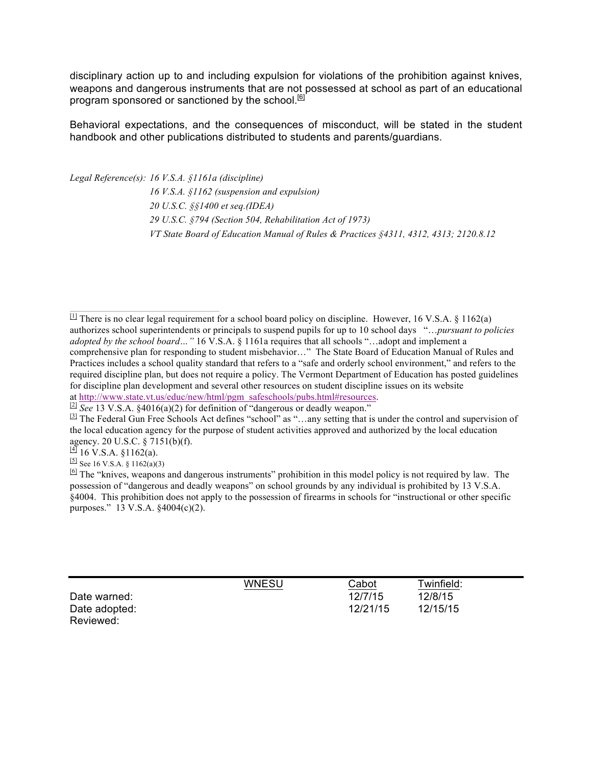disciplinary action up to and including expulsion for violations of the prohibition against knives, weapons and dangerous instruments that are not possessed at school as part of an educational program sponsored or sanctioned by the school.[6]

Behavioral expectations, and the consequences of misconduct, will be stated in the student handbook and other publications distributed to students and parents/guardians.

*Legal Reference(s): 16 V.S.A. §1161a (discipline)*
*16 V.S.A. §1162 (suspension and expulsion)*
*20 U.S.C. §§1400 et seq.(IDEA)*
*29 U.S.C. §794 (Section 504, Rehabilitation Act of 1973)*
*VT State Board of Education Manual of Rules & Practices §4311, 4312, 4313; 2120.8.12*

---

[1] There is no clear legal requirement for a school board policy on discipline. However, 16 V.S.A. § 1162(a) authorizes school superintendents or principals to suspend pupils for up to 10 school days "…*pursuant to policies adopted by the school board…"* 16 V.S.A. § 1161a requires that all schools "…adopt and implement a comprehensive plan for responding to student misbehavior…" The State Board of Education Manual of Rules and Practices includes a school quality standard that refers to a "safe and orderly school environment," and refers to the required discipline plan, but does not require a policy. The Vermont Department of Education has posted guidelines for discipline plan development and several other resources on student discipline issues on its website at http://www.state.vt.us/educ/new/html/pgm_safeschools/pubs.html#resources.

[2] *See* 13 V.S.A. §4016(a)(2) for definition of "dangerous or deadly weapon."

[3] The Federal Gun Free Schools Act defines "school" as "…any setting that is under the control and supervision of the local education agency for the purpose of student activities approved and authorized by the local education agency. 20 U.S.C. § 7151(b)(f).

[4] 16 V.S.A. §1162(a).

[5] See 16 V.S.A. § 1162(a)(3)

[6] The "knives, weapons and dangerous instruments" prohibition in this model policy is not required by law. The possession of "dangerous and deadly weapons" on school grounds by any individual is prohibited by 13 V.S.A. §4004. This prohibition does not apply to the possession of firearms in schools for "instructional or other specific purposes." 13 V.S.A. §4004(c)(2).

| | WNESU | Cabot | Twinfield: |
|---|---|---|---|
| Date warned: | | 12/7/15 | 12/8/15 |
| Date adopted: | | 12/21/15 | 12/15/15 |
| Reviewed: | | | |